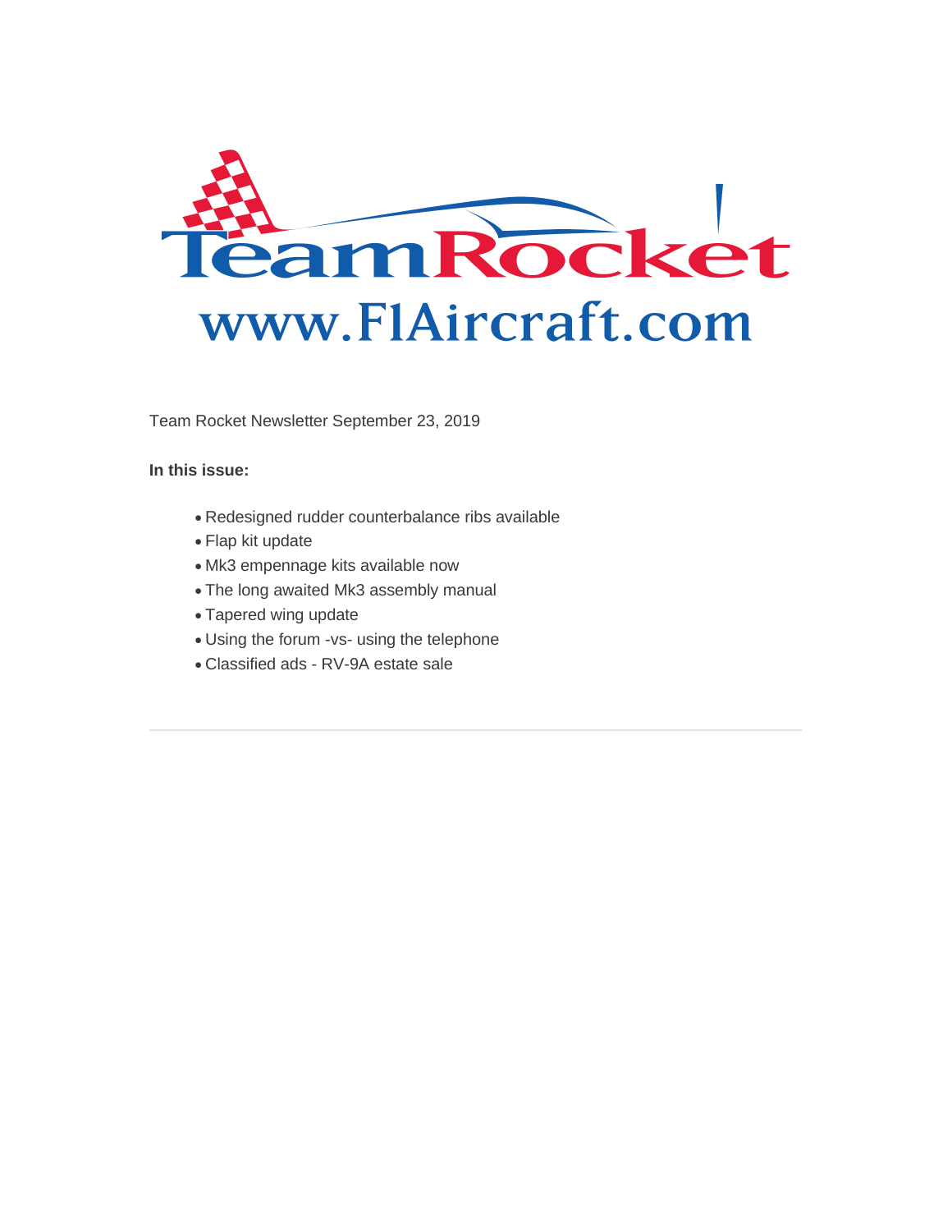Team Rocket
www.F1Aircraft.com

Team Rocket Newsletter September 23, 2019

**In this issue:**

- Redesigned rudder counterbalance ribs available
- Flap kit update
- Mk3 empennage kits available now
- The long awaited Mk3 assembly manual
- Tapered wing update
- Using the forum -vs- using the telephone
- Classified ads - RV-9A estate sale

---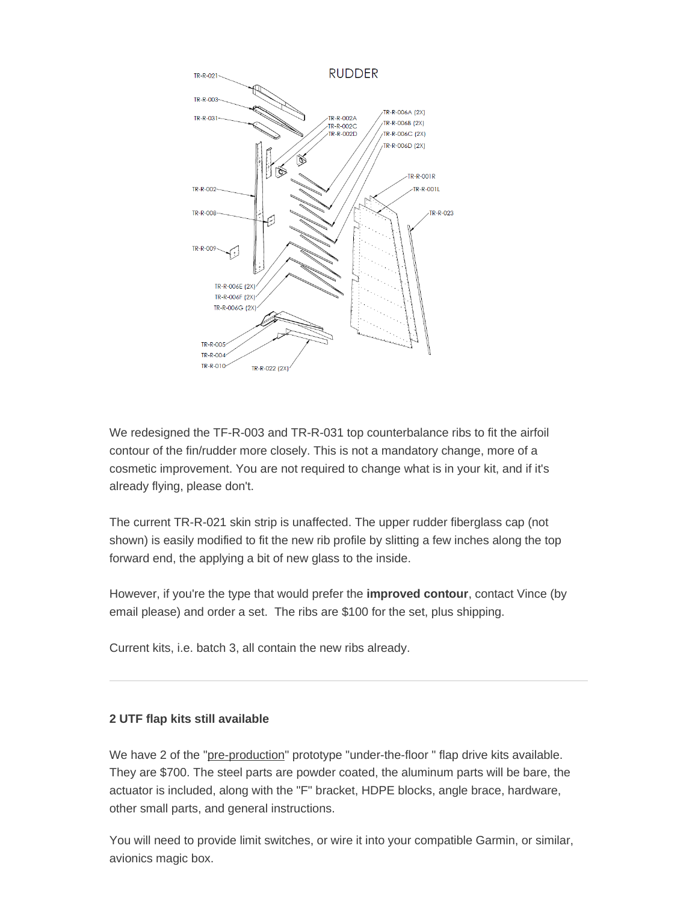We redesigned the TF-R-003 and TR-R-031 top counterbalance ribs to fit the airfoil contour of the fin/rudder more closely. This is not a mandatory change, more of a cosmetic improvement. You are not required to change what is in your kit, and if it's already flying, please don't.

The current TR-R-021 skin strip is unaffected. The upper rudder fiberglass cap (not shown) is easily modified to fit the new rib profile by slitting a few inches along the top forward end, the applying a bit of new glass to the inside.

However, if you're the type that would prefer the **improved contour**, contact Vince (by email please) and order a set.  The ribs are $100 for the set, plus shipping.

Current kits, i.e. batch 3, all contain the new ribs already.

---

**2 UTF flap kits still available**

We have 2 of the "pre-production" prototype "under-the-floor " flap drive kits available. They are $700. The steel parts are powder coated, the aluminum parts will be bare, the actuator is included, along with the "F" bracket, HDPE blocks, angle brace, hardware, other small parts, and general instructions.

You will need to provide limit switches, or wire it into your compatible Garmin, or similar, avionics magic box.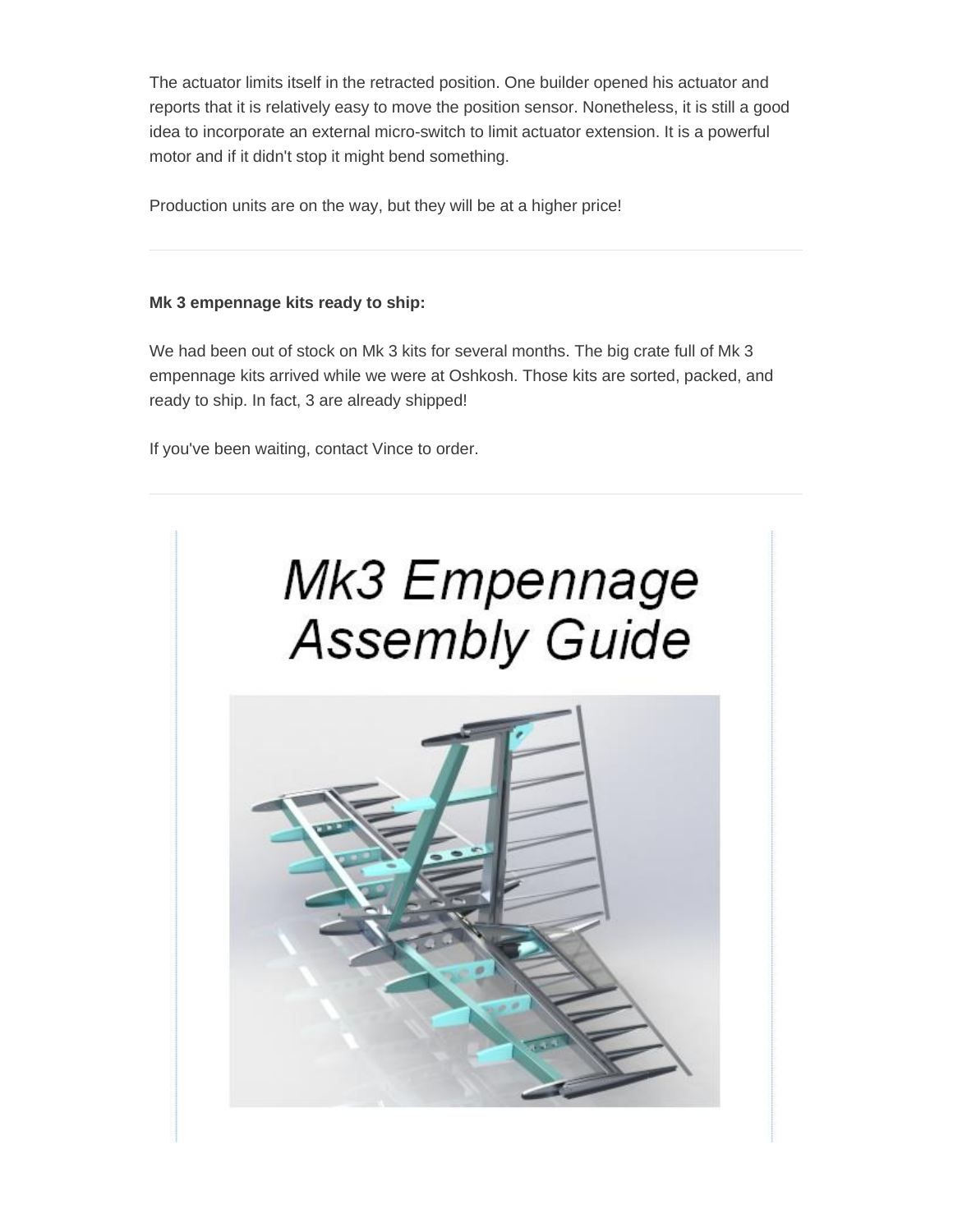The actuator limits itself in the retracted position. One builder opened his actuator and reports that it is relatively easy to move the position sensor. Nonetheless, it is still a good idea to incorporate an external micro-switch to limit actuator extension. It is a powerful motor and if it didn't stop it might bend something.

Production units are on the way, but they will be at a higher price!

---

**Mk 3 empennage kits ready to ship:**

We had been out of stock on Mk 3 kits for several months. The big crate full of Mk 3 empennage kits arrived while we were at Oshkosh. Those kits are sorted, packed, and ready to ship. In fact, 3 are already shipped!

If you've been waiting, contact Vince to order.

---

Mk3 Empennage Assembly Guide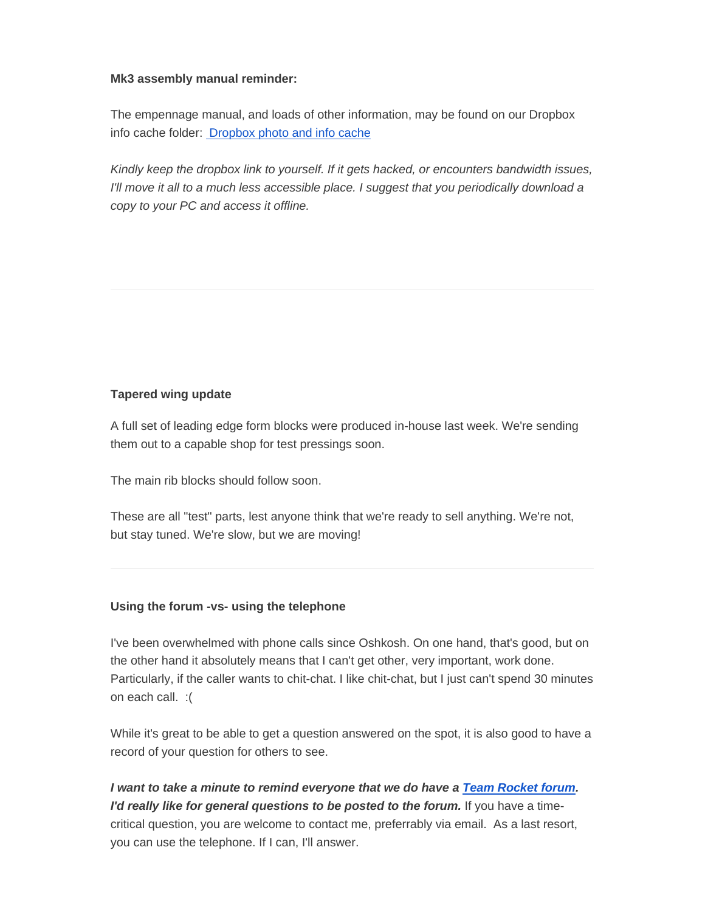**Mk3 assembly manual reminder:**

The empennage manual, and loads of other information, may be found on our Dropbox info cache folder: [Dropbox photo and info cache]

*Kindly keep the dropbox link to yourself. If it gets hacked, or encounters bandwidth issues, I'll move it all to a much less accessible place. I suggest that you periodically download a copy to your PC and access it offline.*

---

**Tapered wing update**

A full set of leading edge form blocks were produced in-house last week. We're sending them out to a capable shop for test pressings soon.

The main rib blocks should follow soon.

These are all "test" parts, lest anyone think that we're ready to sell anything. We're not, but stay tuned. We're slow, but we are moving!

---

**Using the forum -vs- using the telephone**

I've been overwhelmed with phone calls since Oshkosh. On one hand, that's good, but on the other hand it absolutely means that I can't get other, very important, work done. Particularly, if the caller wants to chit-chat. I like chit-chat, but I just can't spend 30 minutes on each call. :(

While it's great to be able to get a question answered on the spot, it is also good to have a record of your question for others to see.

***I want to take a minute to remind everyone that we do have a [Team Rocket forum]. I'd really like for general questions to be posted to the forum.*** If you have a time-critical question, you are welcome to contact me, preferrably via email. As a last resort, you can use the telephone. If I can, I'll answer.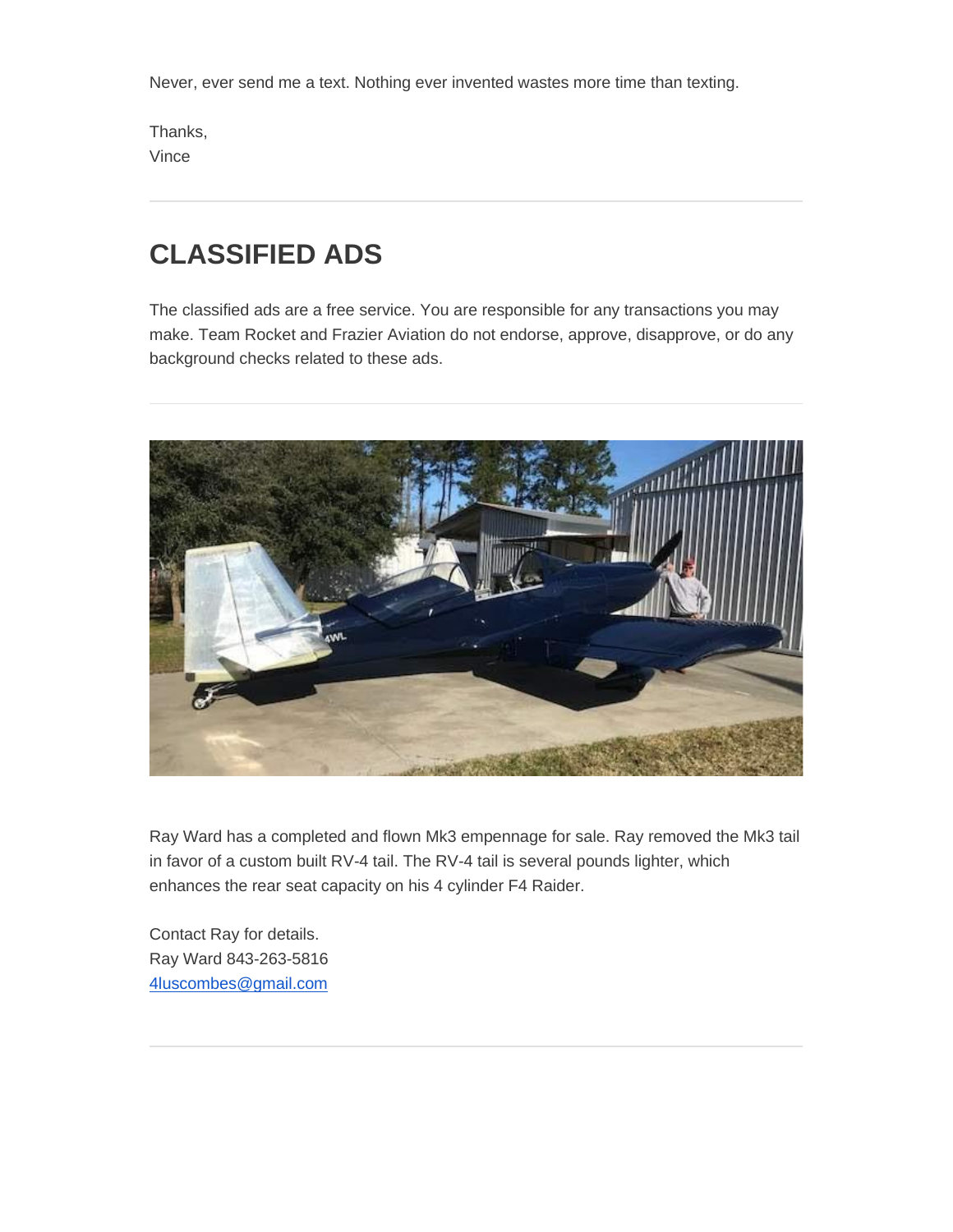Never, ever send me a text. Nothing ever invented wastes more time than texting.

Thanks,
Vince

## CLASSIFIED ADS

The classified ads are a free service. You are responsible for any transactions you may make. Team Rocket and Frazier Aviation do not endorse, approve, disapprove, or do any background checks related to these ads.

Ray Ward has a completed and flown Mk3 empennage for sale. Ray removed the Mk3 tail in favor of a custom built RV-4 tail. The RV-4 tail is several pounds lighter, which enhances the rear seat capacity on his 4 cylinder F4 Raider.

Contact Ray for details.
Ray Ward 843-263-5816
4luscombes@gmail.com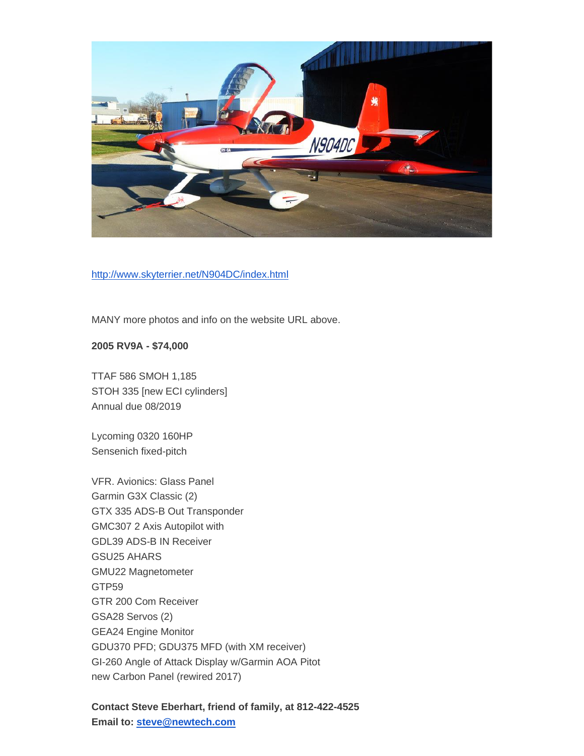http://www.skyterrier.net/N904DC/index.html

MANY more photos and info on the website URL above.

**2005 RV9A - $74,000**

TTAF 586 SMOH 1,185
STOH 335 [new ECI cylinders]
Annual due 08/2019

Lycoming 0320 160HP
Sensenich fixed-pitch

VFR. Avionics: Glass Panel
Garmin G3X Classic (2)
GTX 335 ADS-B Out Transponder
GMC307 2 Axis Autopilot with
GDL39 ADS-B IN Receiver
GSU25 AHARS
GMU22 Magnetometer
GTP59
GTR 200 Com Receiver
GSA28 Servos (2)
GEA24 Engine Monitor
GDU370 PFD; GDU375 MFD (with XM receiver)
GI-260 Angle of Attack Display w/Garmin AOA Pitot
new Carbon Panel (rewired 2017)

**Contact Steve Eberhart, friend of family, at 812-422-4525**
**Email to: steve@newtech.com**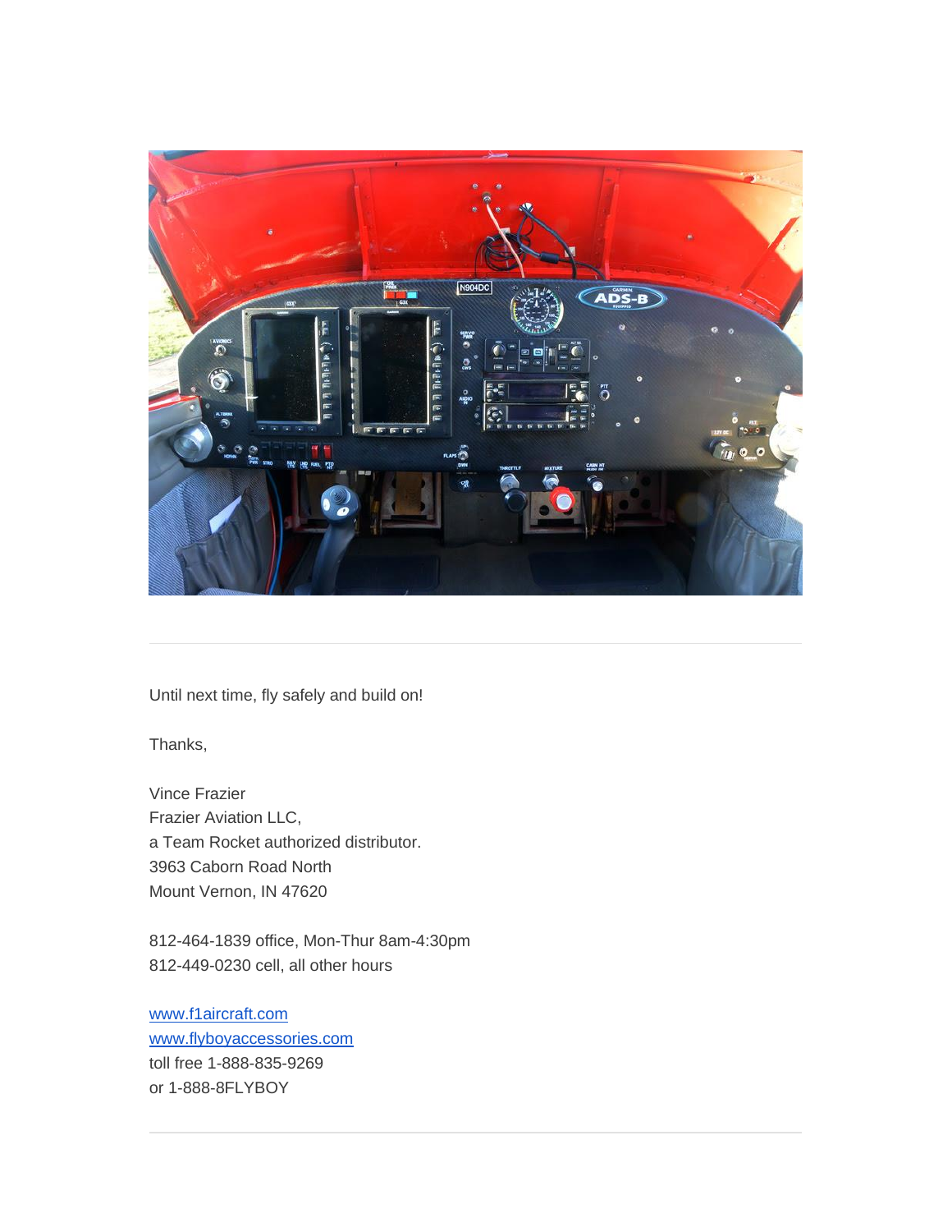Until next time, fly safely and build on!

Thanks,

Vince Frazier
Frazier Aviation LLC,
a Team Rocket authorized distributor.
3963 Caborn Road North
Mount Vernon, IN 47620

812-464-1839 office, Mon-Thur 8am-4:30pm
812-449-0230 cell, all other hours

[www.f1aircraft.com](http://www.f1aircraft.com)
[www.flyboyaccessories.com](http://www.flyboyaccessories.com)
toll free 1-888-835-9269
or 1-888-8FLYBOY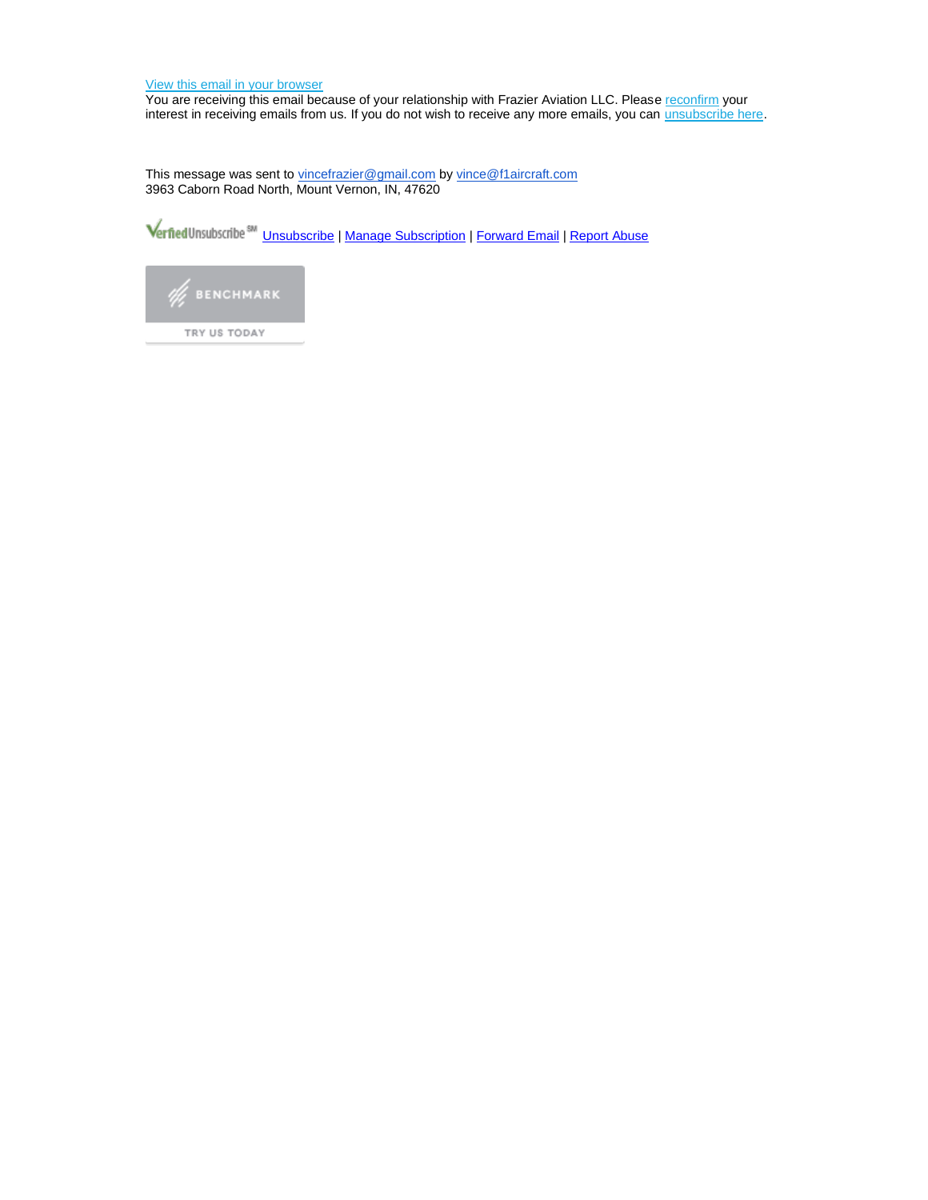View this email in your browser

You are receiving this email because of your relationship with Frazier Aviation LLC. Please reconfirm your interest in receiving emails from us. If you do not wish to receive any more emails, you can unsubscribe here.

This message was sent to vincefrazier@gmail.com by vince@f1aircraft.com

3963 Caborn Road North, Mount Vernon, IN, 47620

VerifiedUnsubscribe SM Unsubscribe | Manage Subscription | Forward Email | Report Abuse

BENCHMARK

TRY US TODAY